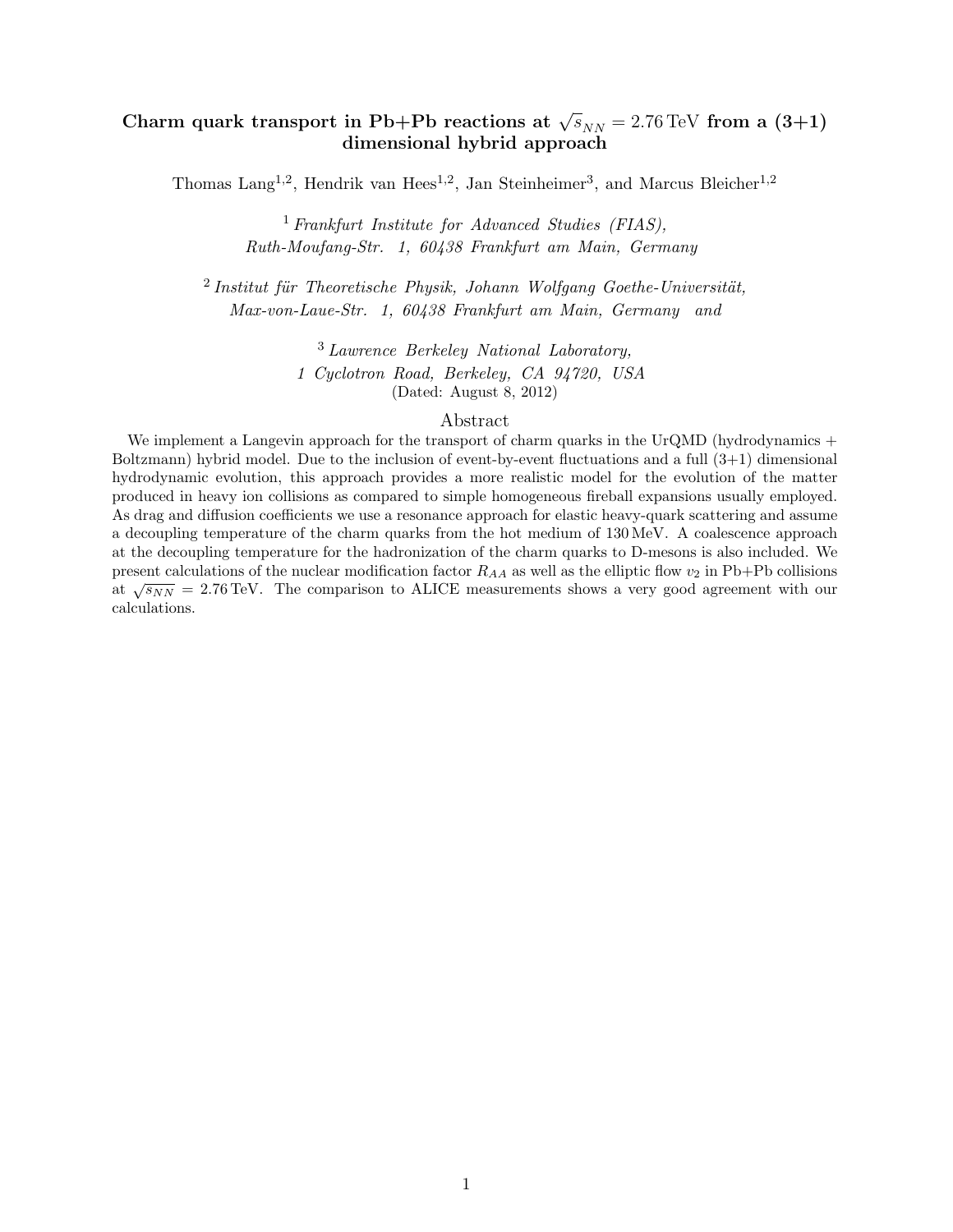# Charm quark transport in Pb+Pb reactions at $\sqrt{s}_{NN} = 2.76\,\mathrm{TeV}$ from a (3+1) dimensional hybrid approach

Thomas Lang[1,2], Hendrik van Hees[1,2], Jan Steinheimer[3], and Marcus Bleicher[1,2]

[1] *Frankfurt Institute for Advanced Studies (FIAS), Ruth-Moufang-Str. 1, 60438 Frankfurt am Main, Germany*

[2] *Institut für Theoretische Physik, Johann Wolfgang Goethe-Universität, Max-von-Laue-Str. 1, 60438 Frankfurt am Main, Germany and*

[3] *Lawrence Berkeley National Laboratory, 1 Cyclotron Road, Berkeley, CA 94720, USA*

(Dated: August 8, 2012)

## Abstract

We implement a Langevin approach for the transport of charm quarks in the UrQMD (hydrodynamics + Boltzmann) hybrid model. Due to the inclusion of event-by-event fluctuations and a full (3+1) dimensional hydrodynamic evolution, this approach provides a more realistic model for the evolution of the matter produced in heavy ion collisions as compared to simple homogeneous fireball expansions usually employed. As drag and diffusion coefficients we use a resonance approach for elastic heavy-quark scattering and assume a decoupling temperature of the charm quarks from the hot medium of $130\,\mathrm{MeV}$. A coalescence approach at the decoupling temperature for the hadronization of the charm quarks to D-mesons is also included. We present calculations of the nuclear modification factor $R_{AA}$ as well as the elliptic flow $v_2$ in Pb+Pb collisions at $\sqrt{s_{NN}} = 2.76\,\mathrm{TeV}$. The comparison to ALICE measurements shows a very good agreement with our calculations.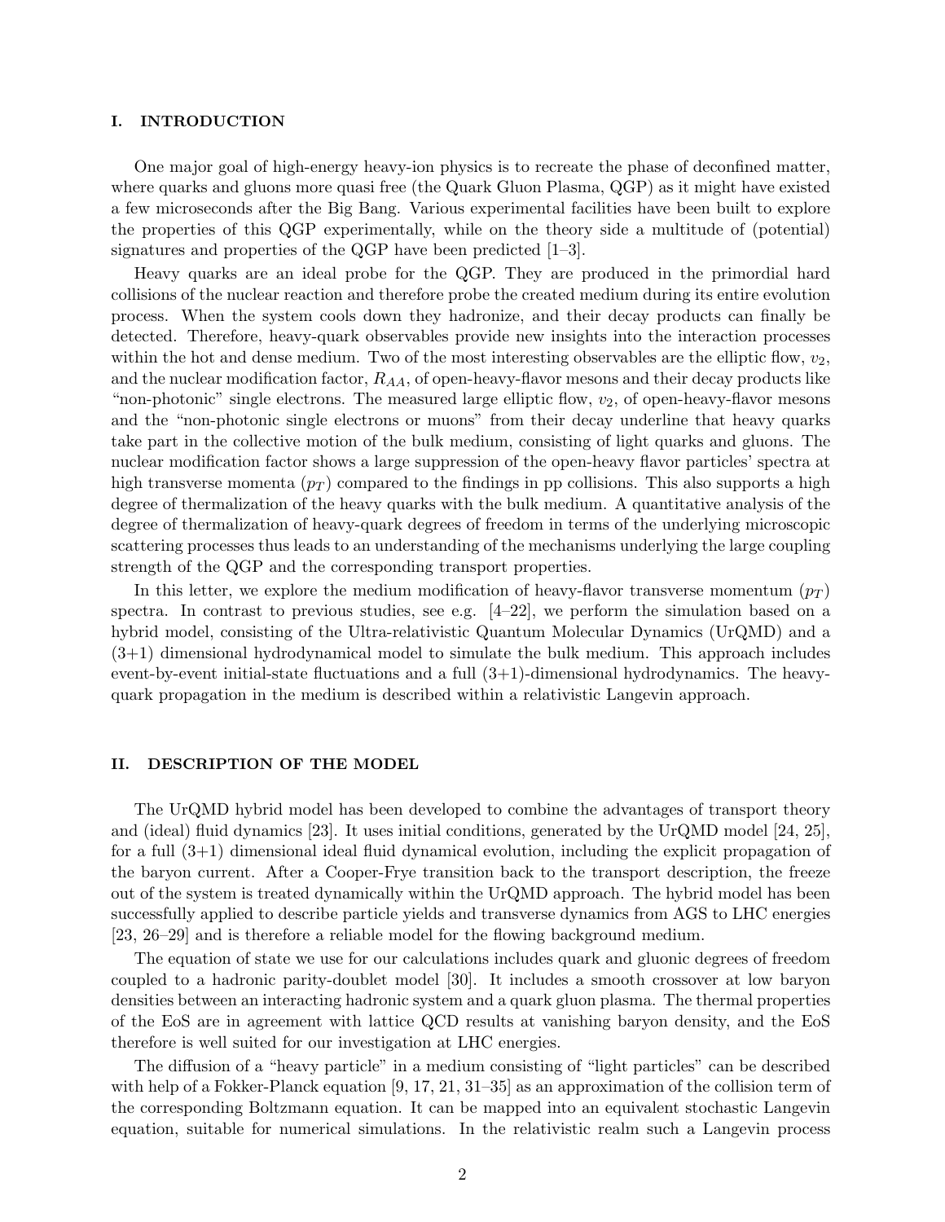## I. INTRODUCTION

One major goal of high-energy heavy-ion physics is to recreate the phase of deconfined matter, where quarks and gluons more quasi free (the Quark Gluon Plasma, QGP) as it might have existed a few microseconds after the Big Bang. Various experimental facilities have been built to explore the properties of this QGP experimentally, while on the theory side a multitude of (potential) signatures and properties of the QGP have been predicted [1–3].

Heavy quarks are an ideal probe for the QGP. They are produced in the primordial hard collisions of the nuclear reaction and therefore probe the created medium during its entire evolution process. When the system cools down they hadronize, and their decay products can finally be detected. Therefore, heavy-quark observables provide new insights into the interaction processes within the hot and dense medium. Two of the most interesting observables are the elliptic flow, $v_2$, and the nuclear modification factor, $R_{AA}$, of open-heavy-flavor mesons and their decay products like "non-photonic" single electrons. The measured large elliptic flow, $v_2$, of open-heavy-flavor mesons and the "non-photonic single electrons or muons" from their decay underline that heavy quarks take part in the collective motion of the bulk medium, consisting of light quarks and gluons. The nuclear modification factor shows a large suppression of the open-heavy flavor particles' spectra at high transverse momenta ($p_T$) compared to the findings in pp collisions. This also supports a high degree of thermalization of the heavy quarks with the bulk medium. A quantitative analysis of the degree of thermalization of heavy-quark degrees of freedom in terms of the underlying microscopic scattering processes thus leads to an understanding of the mechanisms underlying the large coupling strength of the QGP and the corresponding transport properties.

In this letter, we explore the medium modification of heavy-flavor transverse momentum ($p_T$) spectra. In contrast to previous studies, see e.g. [4–22], we perform the simulation based on a hybrid model, consisting of the Ultra-relativistic Quantum Molecular Dynamics (UrQMD) and a (3+1) dimensional hydrodynamical model to simulate the bulk medium. This approach includes event-by-event initial-state fluctuations and a full (3+1)-dimensional hydrodynamics. The heavy-quark propagation in the medium is described within a relativistic Langevin approach.

## II. DESCRIPTION OF THE MODEL

The UrQMD hybrid model has been developed to combine the advantages of transport theory and (ideal) fluid dynamics [23]. It uses initial conditions, generated by the UrQMD model [24, 25], for a full (3+1) dimensional ideal fluid dynamical evolution, including the explicit propagation of the baryon current. After a Cooper-Frye transition back to the transport description, the freeze out of the system is treated dynamically within the UrQMD approach. The hybrid model has been successfully applied to describe particle yields and transverse dynamics from AGS to LHC energies [23, 26–29] and is therefore a reliable model for the flowing background medium.

The equation of state we use for our calculations includes quark and gluonic degrees of freedom coupled to a hadronic parity-doublet model [30]. It includes a smooth crossover at low baryon densities between an interacting hadronic system and a quark gluon plasma. The thermal properties of the EoS are in agreement with lattice QCD results at vanishing baryon density, and the EoS therefore is well suited for our investigation at LHC energies.

The diffusion of a "heavy particle" in a medium consisting of "light particles" can be described with help of a Fokker-Planck equation [9, 17, 21, 31–35] as an approximation of the collision term of the corresponding Boltzmann equation. It can be mapped into an equivalent stochastic Langevin equation, suitable for numerical simulations. In the relativistic realm such a Langevin process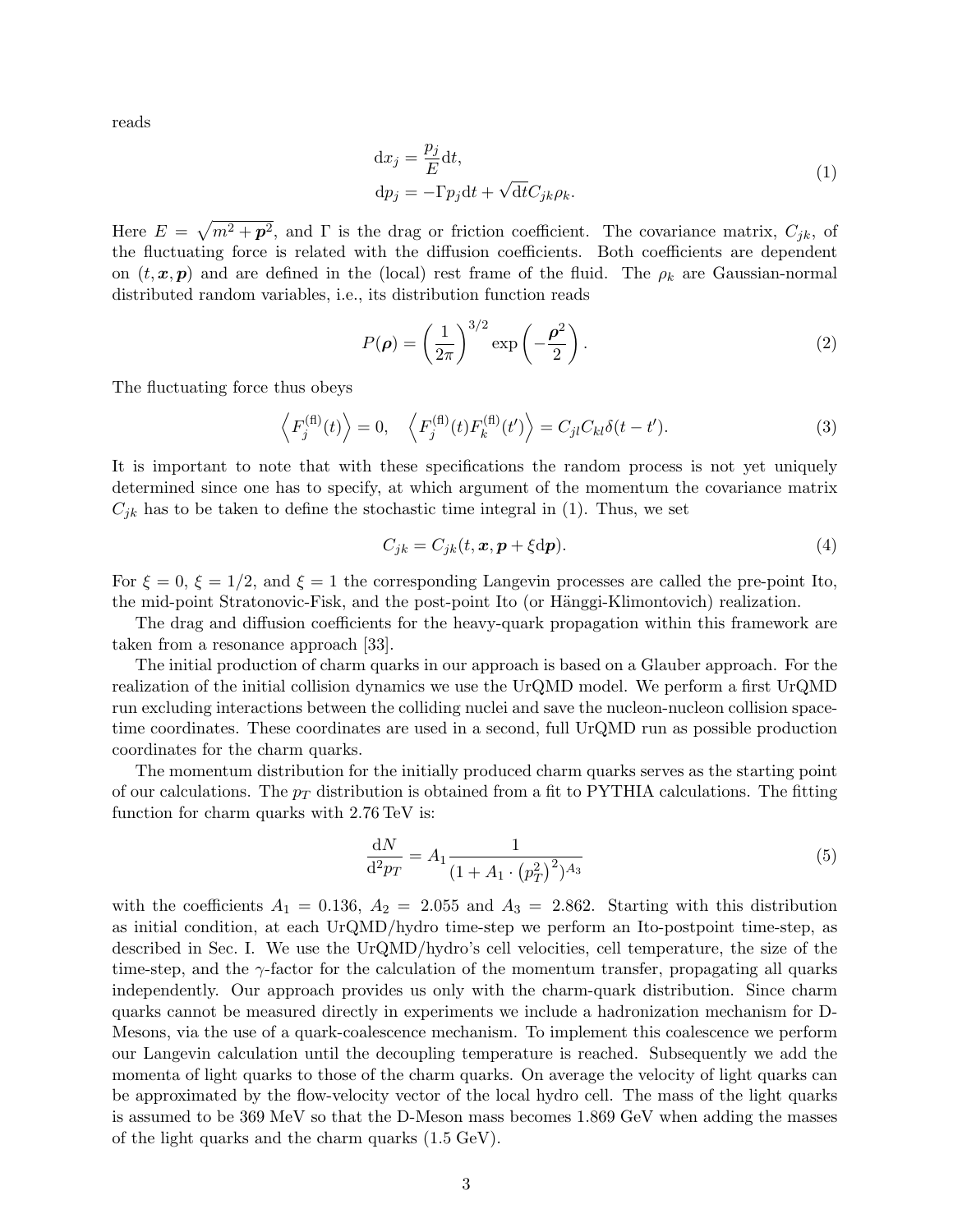reads

$$
\begin{aligned}
\mathrm{d}x_j &= \frac{p_j}{E}\mathrm{d}t, \\
\mathrm{d}p_j &= -\Gamma p_j \mathrm{d}t + \sqrt{\mathrm{d}t} C_{jk}\rho_k.
\end{aligned}
\tag{1}
$$

Here $E = \sqrt{m^2 + \boldsymbol{p}^2}$, and $\Gamma$ is the drag or friction coefficient. The covariance matrix, $C_{jk}$, of the fluctuating force is related with the diffusion coefficients. Both coefficients are dependent on $(t, \boldsymbol{x}, \boldsymbol{p})$ and are defined in the (local) rest frame of the fluid. The $\rho_k$ are Gaussian-normal distributed random variables, i.e., its distribution function reads

$$
P(\boldsymbol{\rho}) = \left(\frac{1}{2\pi}\right)^{3/2} \exp\left(-\frac{\boldsymbol{\rho}^2}{2}\right). \tag{2}
$$

The fluctuating force thus obeys

$$
\left\langle F_j^{(\mathrm{fl})}(t) \right\rangle = 0, \quad \left\langle F_j^{(\mathrm{fl})}(t) F_k^{(\mathrm{fl})}(t') \right\rangle = C_{jl} C_{kl} \delta(t - t'). \tag{3}
$$

It is important to note that with these specifications the random process is not yet uniquely determined since one has to specify, at which argument of the momentum the covariance matrix $C_{jk}$ has to be taken to define the stochastic time integral in (1). Thus, we set

$$
C_{jk} = C_{jk}(t, \boldsymbol{x}, \boldsymbol{p} + \xi \mathrm{d}\boldsymbol{p}). \tag{4}
$$

For $\xi = 0$, $\xi = 1/2$, and $\xi = 1$ the corresponding Langevin processes are called the pre-point Ito, the mid-point Stratonovic-Fisk, and the post-point Ito (or Hänggi-Klimontovich) realization.

The drag and diffusion coefficients for the heavy-quark propagation within this framework are taken from a resonance approach [33].

The initial production of charm quarks in our approach is based on a Glauber approach. For the realization of the initial collision dynamics we use the UrQMD model. We perform a first UrQMD run excluding interactions between the colliding nuclei and save the nucleon-nucleon collision space-time coordinates. These coordinates are used in a second, full UrQMD run as possible production coordinates for the charm quarks.

The momentum distribution for the initially produced charm quarks serves as the starting point of our calculations. The $p_T$ distribution is obtained from a fit to PYTHIA calculations. The fitting function for charm quarks with 2.76 TeV is:

$$
\frac{\mathrm{d}N}{\mathrm{d}^2 p_T} = A_1 \frac{1}{\left(1 + A_1 \cdot \left(p_T^2\right)^2\right)^{A_3}} \tag{5}
$$

with the coefficients $A_1 = 0.136$, $A_2 = 2.055$ and $A_3 = 2.862$. Starting with this distribution as initial condition, at each UrQMD/hydro time-step we perform an Ito-postpoint time-step, as described in Sec. I. We use the UrQMD/hydro's cell velocities, cell temperature, the size of the time-step, and the $\gamma$-factor for the calculation of the momentum transfer, propagating all quarks independently. Our approach provides us only with the charm-quark distribution. Since charm quarks cannot be measured directly in experiments we include a hadronization mechanism for D-Mesons, via the use of a quark-coalescence mechanism. To implement this coalescence we perform our Langevin calculation until the decoupling temperature is reached. Subsequently we add the momenta of light quarks to those of the charm quarks. On average the velocity of light quarks can be approximated by the flow-velocity vector of the local hydro cell. The mass of the light quarks is assumed to be 369 MeV so that the D-Meson mass becomes 1.869 GeV when adding the masses of the light quarks and the charm quarks (1.5 GeV).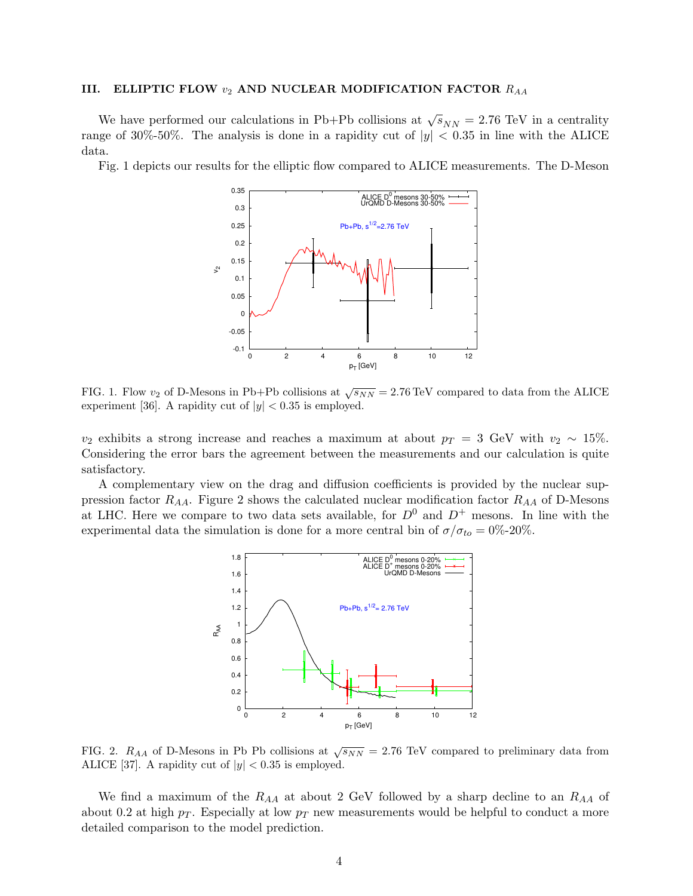### III. ELLIPTIC FLOW $v_2$ AND NUCLEAR MODIFICATION FACTOR $R_{AA}$

We have performed our calculations in Pb+Pb collisions at $\sqrt{s_{NN}} = 2.76$ TeV in a centrality range of 30%-50%. The analysis is done in a rapidity cut of $|y| < 0.35$ in line with the ALICE data.

Fig. 1 depicts our results for the elliptic flow compared to ALICE measurements. The D-Meson $v_2$ exhibits a strong increase and reaches a maximum at about $p_T = 3$ GeV with $v_2 \sim 15\%$. Considering the error bars the agreement between the measurements and our calculation is quite satisfactory.

FIG. 1. Flow $v_2$ of D-Mesons in Pb+Pb collisions at $\sqrt{s_{NN}} = 2.76\,\text{TeV}$ compared to data from the ALICE experiment [36]. A rapidity cut of $|y| < 0.35$ is employed.

A complementary view on the drag and diffusion coefficients is provided by the nuclear suppression factor $R_{AA}$. Figure 2 shows the calculated nuclear modification factor $R_{AA}$ of D-Mesons at LHC. Here we compare to two data sets available, for $D^0$ and $D^+$ mesons. In line with the experimental data the simulation is done for a more central bin of $\sigma/\sigma_{to} = 0\%$-$20\%$.

FIG. 2. $R_{AA}$ of D-Mesons in Pb Pb collisions at $\sqrt{s_{NN}} = 2.76$ TeV compared to preliminary data from ALICE [37]. A rapidity cut of $|y| < 0.35$ is employed.

We find a maximum of the $R_{AA}$ at about 2 GeV followed by a sharp decline to an $R_{AA}$ of about 0.2 at high $p_T$. Especially at low $p_T$ new measurements would be helpful to conduct a more detailed comparison to the model prediction.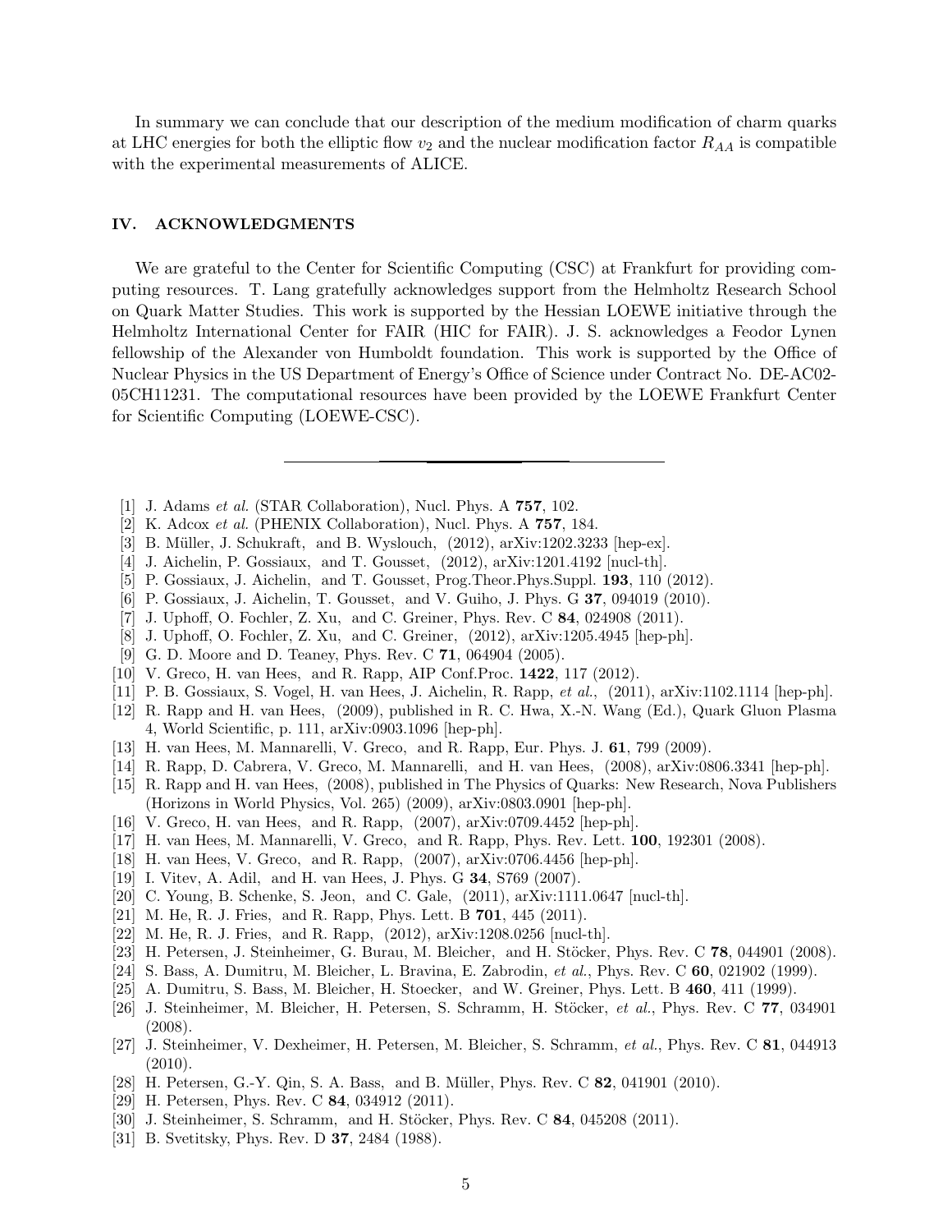In summary we can conclude that our description of the medium modification of charm quarks at LHC energies for both the elliptic flow $v_2$ and the nuclear modification factor $R_{AA}$ is compatible with the experimental measurements of ALICE.

## IV. ACKNOWLEDGMENTS

We are grateful to the Center for Scientific Computing (CSC) at Frankfurt for providing computing resources. T. Lang gratefully acknowledges support from the Helmholtz Research School on Quark Matter Studies. This work is supported by the Hessian LOEWE initiative through the Helmholtz International Center for FAIR (HIC for FAIR). J. S. acknowledges a Feodor Lynen fellowship of the Alexander von Humboldt foundation. This work is supported by the Office of Nuclear Physics in the US Department of Energy's Office of Science under Contract No. DE-AC02-05CH11231. The computational resources have been provided by the LOEWE Frankfurt Center for Scientific Computing (LOEWE-CSC).

---

[1] J. Adams *et al.* (STAR Collaboration), Nucl. Phys. A **757**, 102.

[2] K. Adcox *et al.* (PHENIX Collaboration), Nucl. Phys. A **757**, 184.

[3] B. Müller, J. Schukraft, and B. Wyslouch, (2012), arXiv:1202.3233 [hep-ex].

[4] J. Aichelin, P. Gossiaux, and T. Gousset, (2012), arXiv:1201.4192 [nucl-th].

[5] P. Gossiaux, J. Aichelin, and T. Gousset, Prog.Theor.Phys.Suppl. **193**, 110 (2012).

[6] P. Gossiaux, J. Aichelin, T. Gousset, and V. Guiho, J. Phys. G **37**, 094019 (2010).

[7] J. Uphoff, O. Fochler, Z. Xu, and C. Greiner, Phys. Rev. C **84**, 024908 (2011).

[8] J. Uphoff, O. Fochler, Z. Xu, and C. Greiner, (2012), arXiv:1205.4945 [hep-ph].

[9] G. D. Moore and D. Teaney, Phys. Rev. C **71**, 064904 (2005).

[10] V. Greco, H. van Hees, and R. Rapp, AIP Conf.Proc. **1422**, 117 (2012).

[11] P. B. Gossiaux, S. Vogel, H. van Hees, J. Aichelin, R. Rapp, *et al.*, (2011), arXiv:1102.1114 [hep-ph].

[12] R. Rapp and H. van Hees, (2009), published in R. C. Hwa, X.-N. Wang (Ed.), Quark Gluon Plasma 4, World Scientific, p. 111, arXiv:0903.1096 [hep-ph].

[13] H. van Hees, M. Mannarelli, V. Greco, and R. Rapp, Eur. Phys. J. **61**, 799 (2009).

[14] R. Rapp, D. Cabrera, V. Greco, M. Mannarelli, and H. van Hees, (2008), arXiv:0806.3341 [hep-ph].

[15] R. Rapp and H. van Hees, (2008), published in The Physics of Quarks: New Research, Nova Publishers (Horizons in World Physics, Vol. 265) (2009), arXiv:0803.0901 [hep-ph].

[16] V. Greco, H. van Hees, and R. Rapp, (2007), arXiv:0709.4452 [hep-ph].

[17] H. van Hees, M. Mannarelli, V. Greco, and R. Rapp, Phys. Rev. Lett. **100**, 192301 (2008).

[18] H. van Hees, V. Greco, and R. Rapp, (2007), arXiv:0706.4456 [hep-ph].

[19] I. Vitev, A. Adil, and H. van Hees, J. Phys. G **34**, S769 (2007).

[20] C. Young, B. Schenke, S. Jeon, and C. Gale, (2011), arXiv:1111.0647 [nucl-th].

[21] M. He, R. J. Fries, and R. Rapp, Phys. Lett. B **701**, 445 (2011).

[22] M. He, R. J. Fries, and R. Rapp, (2012), arXiv:1208.0256 [nucl-th].

[23] H. Petersen, J. Steinheimer, G. Burau, M. Bleicher, and H. Stöcker, Phys. Rev. C **78**, 044901 (2008).

[24] S. Bass, A. Dumitru, M. Bleicher, L. Bravina, E. Zabrodin, *et al.*, Phys. Rev. C **60**, 021902 (1999).

[25] A. Dumitru, S. Bass, M. Bleicher, H. Stoecker, and W. Greiner, Phys. Lett. B **460**, 411 (1999).

[26] J. Steinheimer, M. Bleicher, H. Petersen, S. Schramm, H. Stöcker, *et al.*, Phys. Rev. C **77**, 034901 (2008).

[27] J. Steinheimer, V. Dexheimer, H. Petersen, M. Bleicher, S. Schramm, *et al.*, Phys. Rev. C **81**, 044913 (2010).

[28] H. Petersen, G.-Y. Qin, S. A. Bass, and B. Müller, Phys. Rev. C **82**, 041901 (2010).

[29] H. Petersen, Phys. Rev. C **84**, 034912 (2011).

[30] J. Steinheimer, S. Schramm, and H. Stöcker, Phys. Rev. C **84**, 045208 (2011).

[31] B. Svetitsky, Phys. Rev. D **37**, 2484 (1988).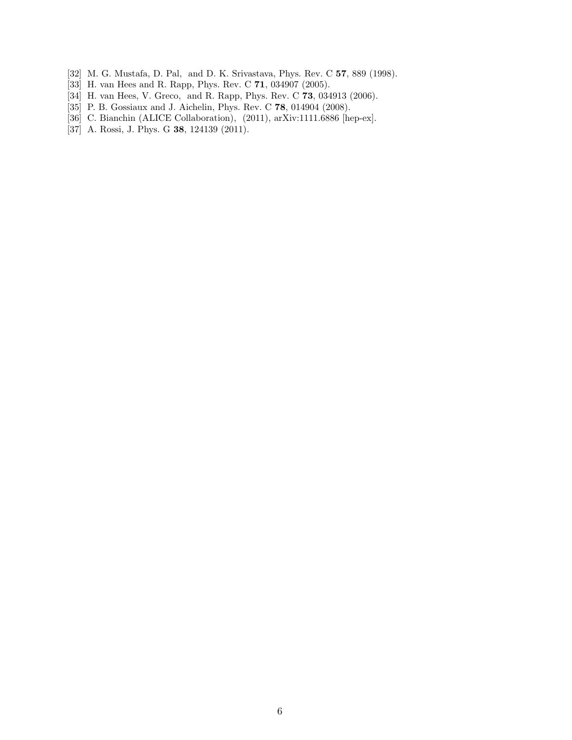[32] M. G. Mustafa, D. Pal, and D. K. Srivastava, Phys. Rev. C **57**, 889 (1998).
[33] H. van Hees and R. Rapp, Phys. Rev. C **71**, 034907 (2005).
[34] H. van Hees, V. Greco, and R. Rapp, Phys. Rev. C **73**, 034913 (2006).
[35] P. B. Gossiaux and J. Aichelin, Phys. Rev. C **78**, 014904 (2008).
[36] C. Bianchin (ALICE Collaboration), (2011), arXiv:1111.6886 [hep-ex].
[37] A. Rossi, J. Phys. G **38**, 124139 (2011).